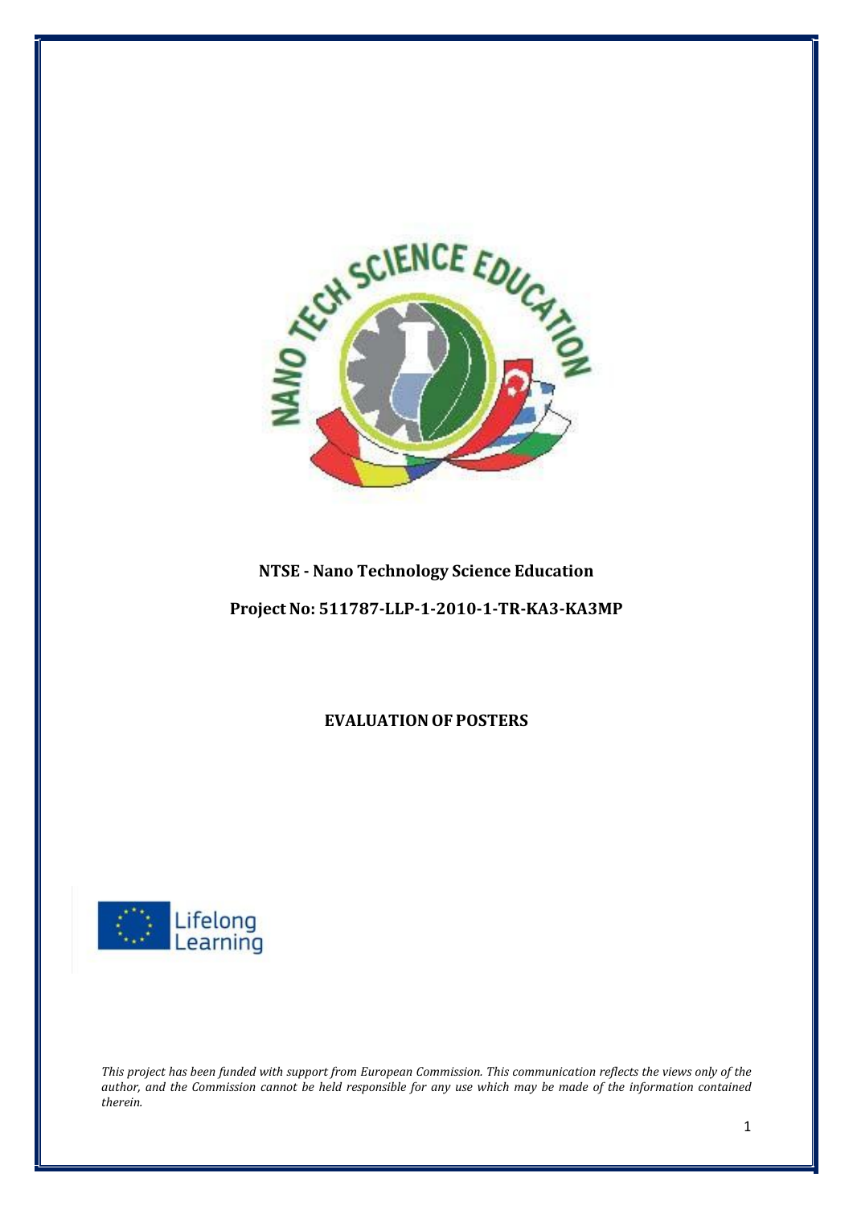**NTSE - Nano Technology Science Education**

**Project No: 511787-LLP-1-2010-1-TR-KA3-KA3MP**

# EVALUATION OF POSTERS

Lifelong Learning

*This project has been funded with support from European Commission. This communication reflects the views only of the author, and the Commission cannot be held responsible for any use which may be made of the information contained therein.*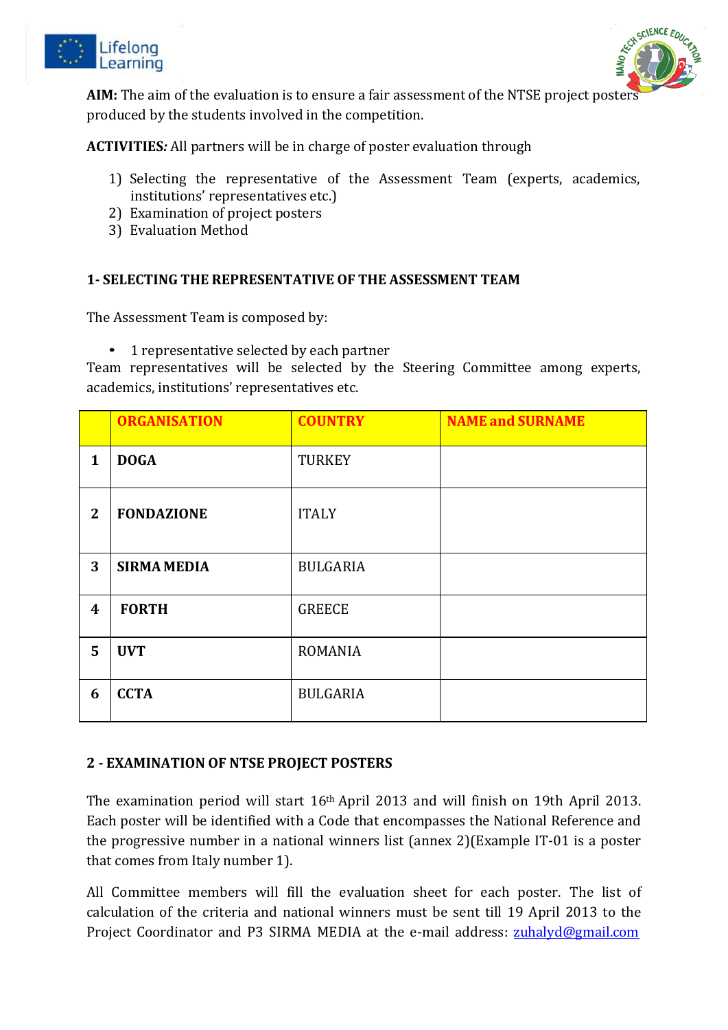**AIM:** The aim of the evaluation is to ensure a fair assessment of the NTSE project posters produced by the students involved in the competition.

**ACTIVITIES*:*** All partners will be in charge of poster evaluation through

1) Selecting the representative of the Assessment Team (experts, academics, institutions' representatives etc.)
2) Examination of project posters
3) Evaluation Method

**1- SELECTING THE REPRESENTATIVE OF THE ASSESSMENT TEAM**

The Assessment Team is composed by:

- 1 representative selected by each partner

Team representatives will be selected by the Steering Committee among experts, academics, institutions' representatives etc.

| | ORGANISATION | COUNTRY | NAME and SURNAME |
|---|---|---|---|
| **1** | **DOGA** | TURKEY | |
| **2** | **FONDAZIONE** | ITALY | |
| **3** | **SIRMA MEDIA** | BULGARIA | |
| **4** | **FORTH** | GREECE | |
| **5** | **UVT** | ROMANIA | |
| **6** | **CCTA** | BULGARIA | |

**2 - EXAMINATION OF NTSE PROJECT POSTERS**

The examination period will start 16th April 2013 and will finish on 19th April 2013. Each poster will be identified with a Code that encompasses the National Reference and the progressive number in a national winners list (annex 2)(Example IT-01 is a poster that comes from Italy number 1).

All Committee members will fill the evaluation sheet for each poster. The list of calculation of the criteria and national winners must be sent till 19 April 2013 to the Project Coordinator and P3 SIRMA MEDIA at the e-mail address: zuhalyd@gmail.com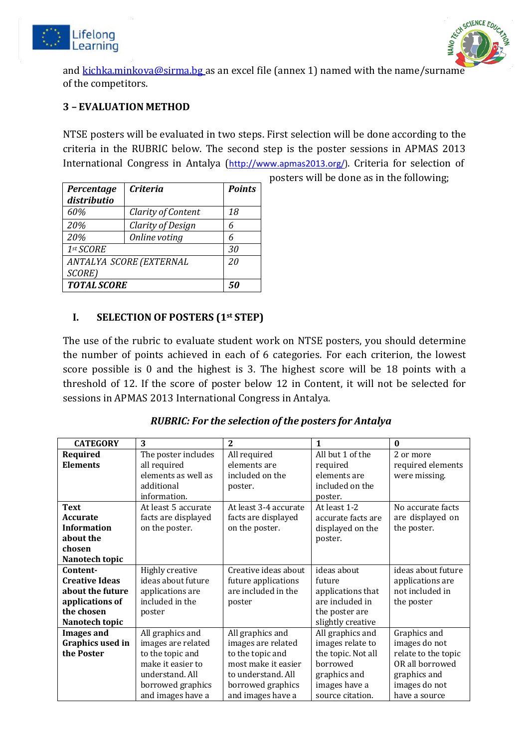and [kichka.minkova@sirma.bg](mailto:kichka.minkova@sirma.bg) as an excel file (annex 1) named with the name/surname of the competitors.

### 3 – EVALUATION METHOD

NTSE posters will be evaluated in two steps. First selection will be done according to the criteria in the RUBRIC below. The second step is the poster sessions in APMAS 2013 International Congress in Antalya ([http://www.apmas2013.org/](http://www.apmas2013.org/)). Criteria for selection of posters will be done as in the following;

| *Percentage distributio* | *Criteria* | *Points* |
|---|---|---|
| *60%* | *Clarity of Content* | *18* |
| *20%* | *Clarity of Design* | *6* |
| *20%* | *Online voting* | *6* |
| *1st SCORE* | | *30* |
| *ANTALYA SCORE (EXTERNAL SCORE)* | | *20* |
| ***TOTAL SCORE*** | | ***50*** |

### I. SELECTION OF POSTERS (1st STEP)

The use of the rubric to evaluate student work on NTSE posters, you should determine the number of points achieved in each of 6 categories. For each criterion, the lowest score possible is 0 and the highest is 3. The highest score will be 18 points with a threshold of 12. If the score of poster below 12 in Content, it will not be selected for sessions in APMAS 2013 International Congress in Antalya.

***RUBRIC: For the selection of the posters for Antalya***

| CATEGORY | 3 | 2 | 1 | 0 |
|---|---|---|---|---|
| **Required Elements** | The poster includes all required elements as well as additional information. | All required elements are included on the poster. | All but 1 of the required elements are included on the poster. | 2 or more required elements were missing. |
| **Text Accurate Information about the chosen Nanotech topic** | At least 5 accurate facts are displayed on the poster. | At least 3-4 accurate facts are displayed on the poster. | At least 1-2 accurate facts are displayed on the poster. | No accurate facts are displayed on the poster. |
| **Content-Creative Ideas about the future applications of the chosen Nanotech topic** | Highly creative ideas about future applications are included in the poster | Creative ideas about future applications are included in the poster | ideas about future applications that are included in the poster are slightly creative | ideas about future applications are not included in the poster |
| **Images and Graphics used in the Poster** | All graphics and images are related to the topic and make it easier to understand. All borrowed graphics and images have a | All graphics and images are related to the topic and most make it easier to understand. All borrowed graphics and images have a | All graphics and images relate to the topic. Not all borrowed graphics and images have a source citation. | Graphics and images do not relate to the topic OR all borrowed graphics and images do not have a source |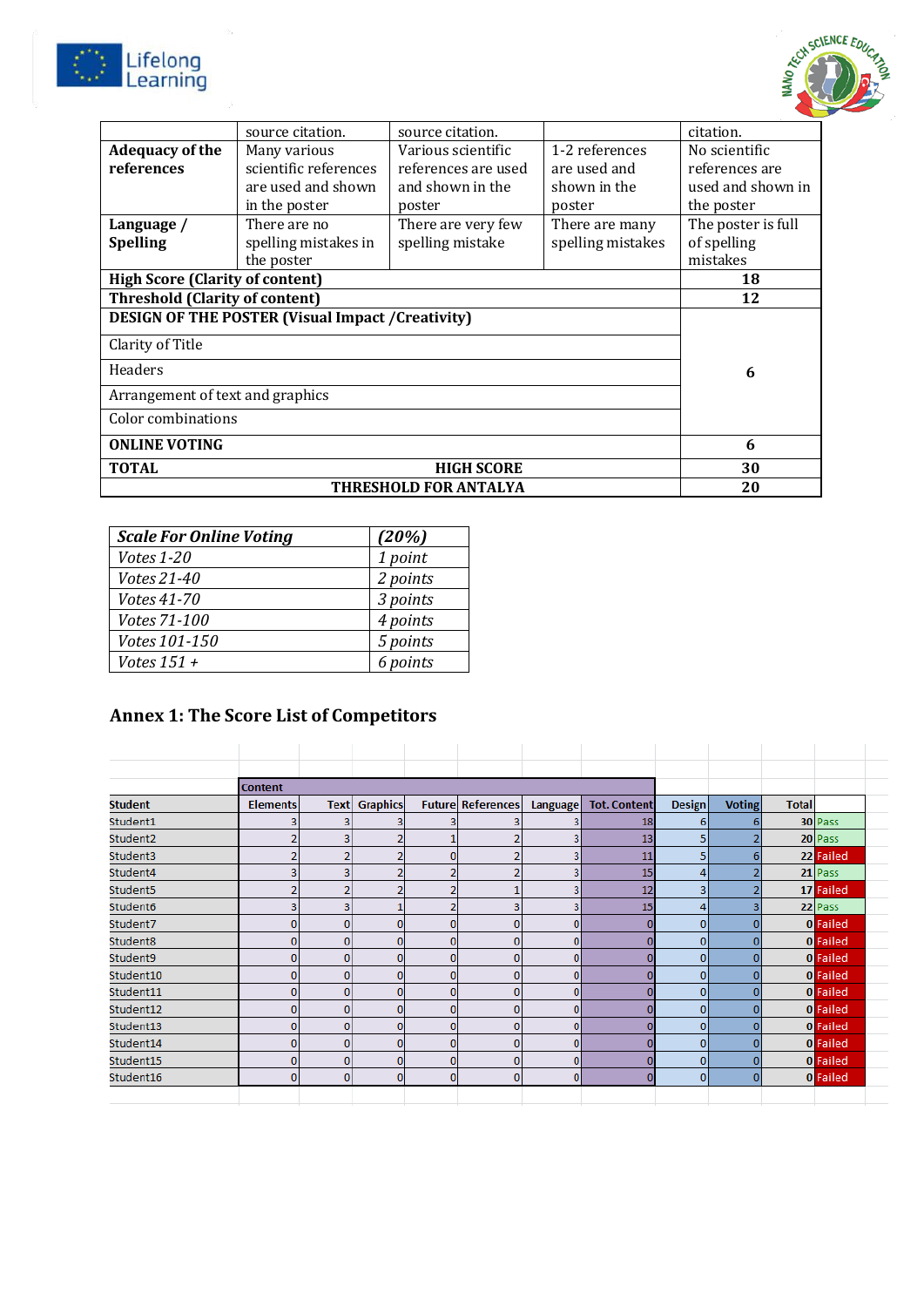|  | source citation. | source citation. |  | citation. |
|---|---|---|---|---|
| **Adequacy of the references** | Many various scientific references are used and shown in the poster | Various scientific references are used and shown in the poster | 1-2 references are used and shown in the poster | No scientific references are used and shown in the poster |
| **Language / Spelling** | There are no spelling mistakes in the poster | There are very few spelling mistake | There are many spelling mistakes | The poster is full of spelling mistakes |
| **High Score (Clarity of content)** | | | | **18** |
| **Threshold (Clarity of content)** | | | | **12** |
| **DESIGN OF THE POSTER (Visual Impact /Creativity)** | | | | |
| Clarity of Title | | | | |
| Headers | | | | **6** |
| Arrangement of text and graphics | | | | |
| Color combinations | | | | |
| **ONLINE VOTING** | | | | **6** |
| **TOTAL** | | **HIGH SCORE** | | **30** |
| | | **THRESHOLD FOR ANTALYA** | | **20** |

| ***Scale For Online Voting*** | ***(20%)*** |
|---|---|
| *Votes 1-20* | *1 point* |
| *Votes 21-40* | *2 points* |
| *Votes 41-70* | *3 points* |
| *Votes 71-100* | *4 points* |
| *Votes 101-150* | *5 points* |
| *Votes 151 +* | *6 points* |

## Annex 1: The Score List of Competitors

| | Content | | | | | | | | | | |
|---|---|---|---|---|---|---|---|---|---|---|---|
| **Student** | **Elements** | **Text** | **Graphics** | **Future** | **References** | **Language** | **Tot. Content** | **Design** | **Voting** | **Total** | |
| Student1 | 3 | 3 | 3 | 3 | 3 | 3 | 18 | 6 | 6 | **30** | Pass |
| Student2 | 2 | 3 | 2 | 1 | 2 | 3 | 13 | 5 | 2 | **20** | Pass |
| Student3 | 2 | 2 | 2 | 0 | 2 | 3 | 11 | 5 | 6 | **22** | Failed |
| Student4 | 3 | 3 | 2 | 2 | 2 | 3 | 15 | 4 | 2 | **21** | Pass |
| Student5 | 2 | 2 | 2 | 2 | 1 | 3 | 12 | 3 | 2 | **17** | Failed |
| Student6 | 3 | 3 | 1 | 2 | 3 | 3 | 15 | 4 | 3 | **22** | Pass |
| Student7 | 0 | 0 | 0 | 0 | 0 | 0 | 0 | 0 | 0 | **0** | Failed |
| Student8 | 0 | 0 | 0 | 0 | 0 | 0 | 0 | 0 | 0 | **0** | Failed |
| Student9 | 0 | 0 | 0 | 0 | 0 | 0 | 0 | 0 | 0 | **0** | Failed |
| Student10 | 0 | 0 | 0 | 0 | 0 | 0 | 0 | 0 | 0 | **0** | Failed |
| Student11 | 0 | 0 | 0 | 0 | 0 | 0 | 0 | 0 | 0 | **0** | Failed |
| Student12 | 0 | 0 | 0 | 0 | 0 | 0 | 0 | 0 | 0 | **0** | Failed |
| Student13 | 0 | 0 | 0 | 0 | 0 | 0 | 0 | 0 | 0 | **0** | Failed |
| Student14 | 0 | 0 | 0 | 0 | 0 | 0 | 0 | 0 | 0 | **0** | Failed |
| Student15 | 0 | 0 | 0 | 0 | 0 | 0 | 0 | 0 | 0 | **0** | Failed |
| Student16 | 0 | 0 | 0 | 0 | 0 | 0 | 0 | 0 | 0 | **0** | Failed |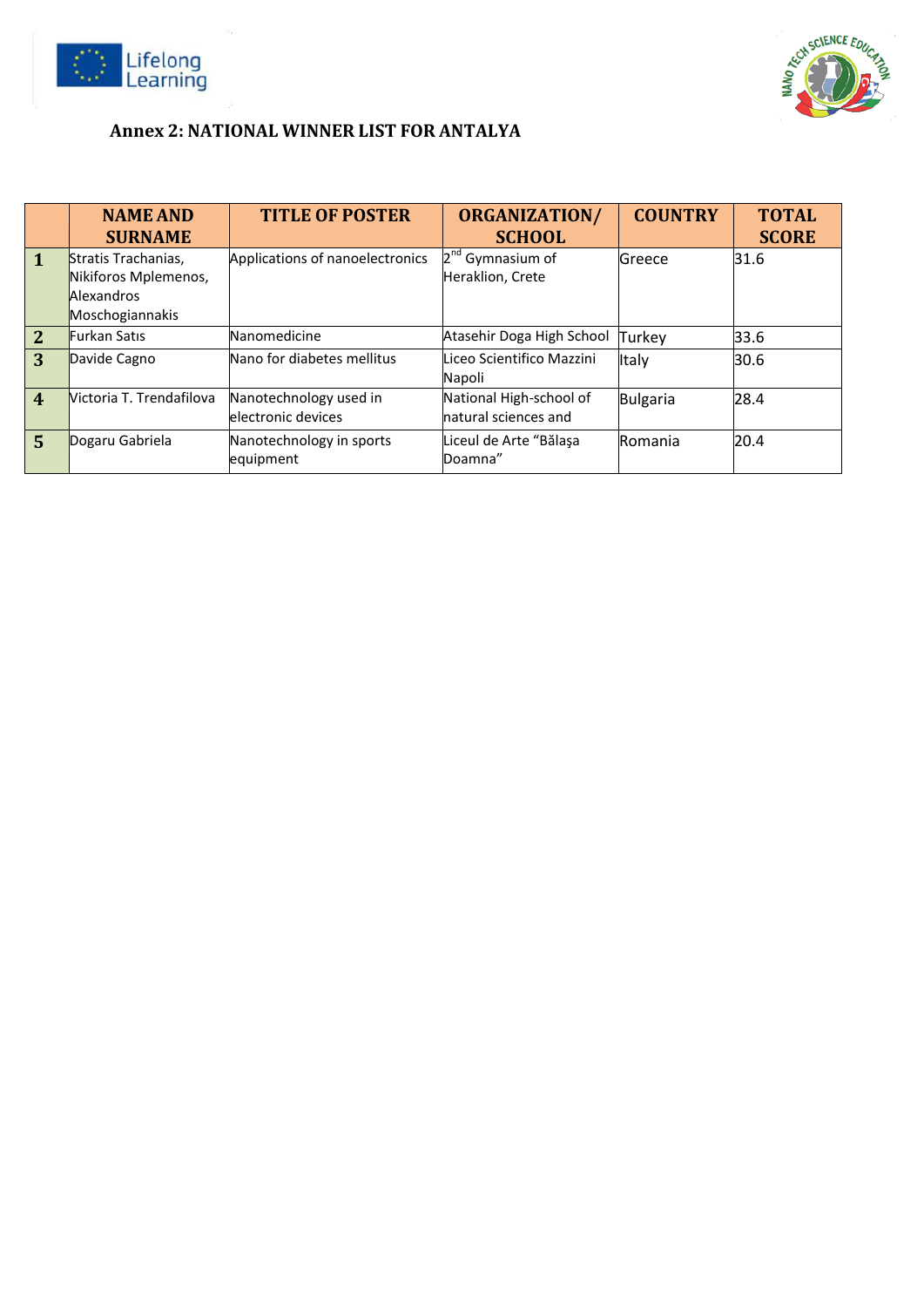## Annex 2: NATIONAL WINNER LIST FOR ANTALYA

| | NAME AND SURNAME | TITLE OF POSTER | ORGANIZATION/ SCHOOL | COUNTRY | TOTAL SCORE |
|---|---|---|---|---|---|
| 1 | Stratis Trachanias, Nikiforos Mplemenos, Alexandros Moschogiannakis | Applications of nanoelectronics | 2nd Gymnasium of Heraklion, Crete | Greece | 31.6 |
| 2 | Furkan Satıs | Nanomedicine | Atasehir Doga High School | Turkey | 33.6 |
| 3 | Davide Cagno | Nano for diabetes mellitus | Liceo Scientifico Mazzini Napoli | Italy | 30.6 |
| 4 | Victoria T. Trendafilova | Nanotechnology used in electronic devices | National High-school of natural sciences and | Bulgaria | 28.4 |
| 5 | Dogaru Gabriela | Nanotechnology in sports equipment | Liceul de Arte "Bălaşa Doamna" | Romania | 20.4 |